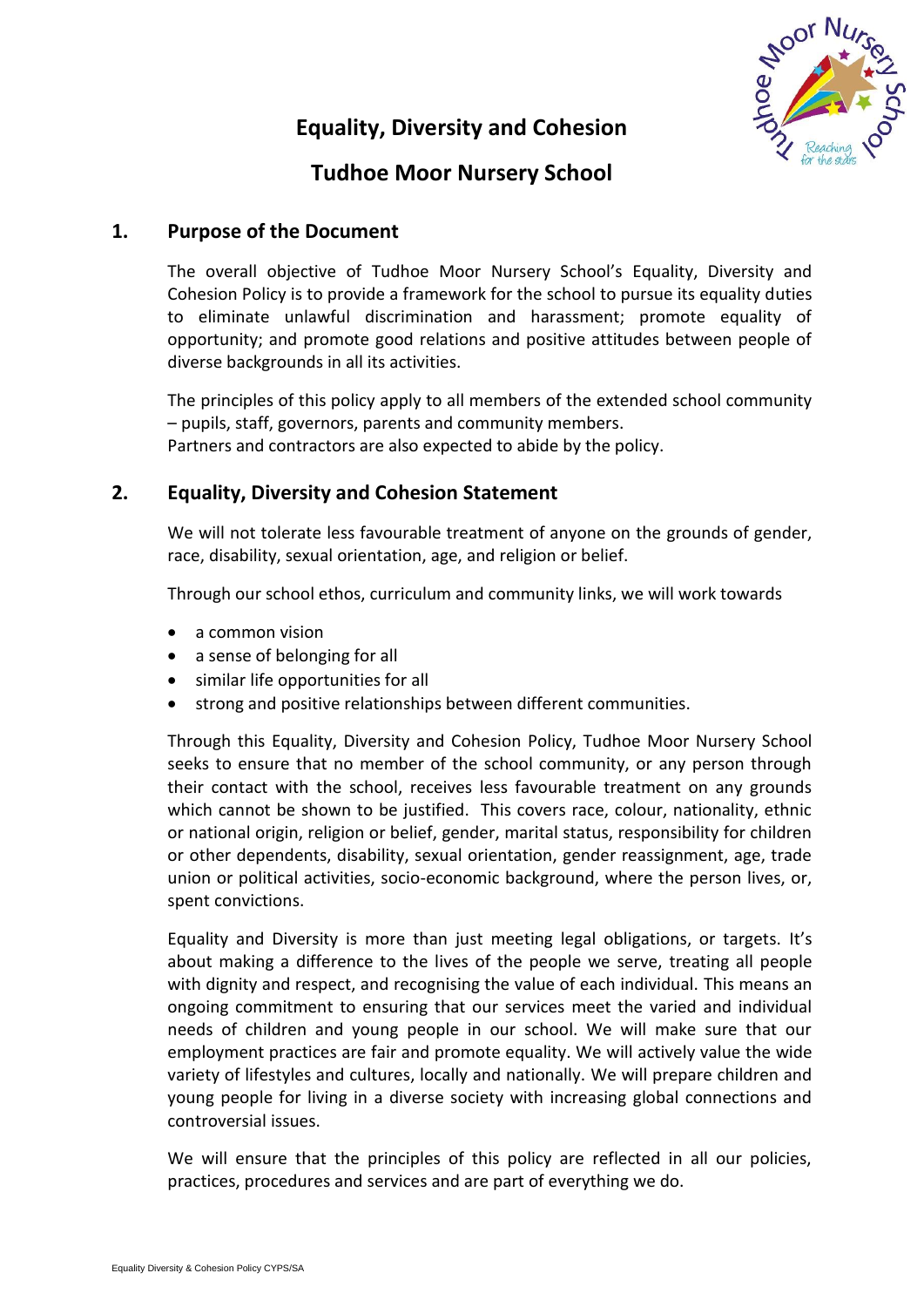# Equality, Diversity and Cohesion

# Tudhoe Moor Nursery School

## 1. Purpose of the Document

The overall objective of Tudhoe Moor Nursery School's Equality, Diversity and Cohesion Policy is to provide a framework for the school to pursue its equality duties to eliminate unlawful discrimination and harassment; promote equality of opportunity; and promote good relations and positive attitudes between people of diverse backgrounds in all its activities.

The principles of this policy apply to all members of the extended school community – pupils, staff, governors, parents and community members.
Partners and contractors are also expected to abide by the policy.

## 2. Equality, Diversity and Cohesion Statement

We will not tolerate less favourable treatment of anyone on the grounds of gender, race, disability, sexual orientation, age, and religion or belief.

Through our school ethos, curriculum and community links, we will work towards

- a common vision
- a sense of belonging for all
- similar life opportunities for all
- strong and positive relationships between different communities.

Through this Equality, Diversity and Cohesion Policy, Tudhoe Moor Nursery School seeks to ensure that no member of the school community, or any person through their contact with the school, receives less favourable treatment on any grounds which cannot be shown to be justified. This covers race, colour, nationality, ethnic or national origin, religion or belief, gender, marital status, responsibility for children or other dependents, disability, sexual orientation, gender reassignment, age, trade union or political activities, socio-economic background, where the person lives, or, spent convictions.

Equality and Diversity is more than just meeting legal obligations, or targets. It's about making a difference to the lives of the people we serve, treating all people with dignity and respect, and recognising the value of each individual. This means an ongoing commitment to ensuring that our services meet the varied and individual needs of children and young people in our school. We will make sure that our employment practices are fair and promote equality. We will actively value the wide variety of lifestyles and cultures, locally and nationally. We will prepare children and young people for living in a diverse society with increasing global connections and controversial issues.

We will ensure that the principles of this policy are reflected in all our policies, practices, procedures and services and are part of everything we do.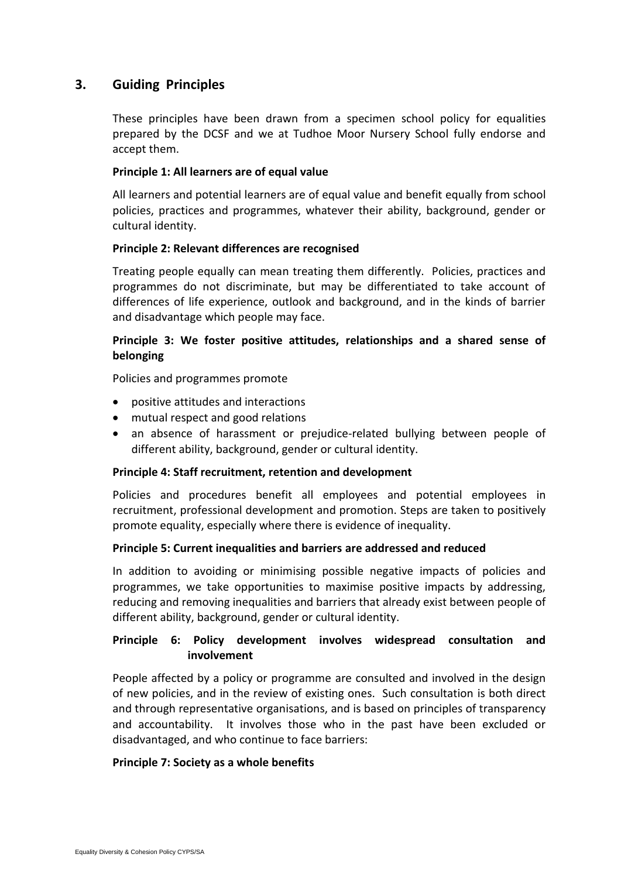## 3. Guiding Principles

These principles have been drawn from a specimen school policy for equalities prepared by the DCSF and we at Tudhoe Moor Nursery School fully endorse and accept them.

**Principle 1: All learners are of equal value**

All learners and potential learners are of equal value and benefit equally from school policies, practices and programmes, whatever their ability, background, gender or cultural identity.

**Principle 2: Relevant differences are recognised**

Treating people equally can mean treating them differently. Policies, practices and programmes do not discriminate, but may be differentiated to take account of differences of life experience, outlook and background, and in the kinds of barrier and disadvantage which people may face.

**Principle 3: We foster positive attitudes, relationships and a shared sense of belonging**

Policies and programmes promote

- positive attitudes and interactions
- mutual respect and good relations
- an absence of harassment or prejudice-related bullying between people of different ability, background, gender or cultural identity.

**Principle 4: Staff recruitment, retention and development**

Policies and procedures benefit all employees and potential employees in recruitment, professional development and promotion. Steps are taken to positively promote equality, especially where there is evidence of inequality.

**Principle 5: Current inequalities and barriers are addressed and reduced**

In addition to avoiding or minimising possible negative impacts of policies and programmes, we take opportunities to maximise positive impacts by addressing, reducing and removing inequalities and barriers that already exist between people of different ability, background, gender or cultural identity.

**Principle 6: Policy development involves widespread consultation and involvement**

People affected by a policy or programme are consulted and involved in the design of new policies, and in the review of existing ones. Such consultation is both direct and through representative organisations, and is based on principles of transparency and accountability. It involves those who in the past have been excluded or disadvantaged, and who continue to face barriers:

**Principle 7: Society as a whole benefits**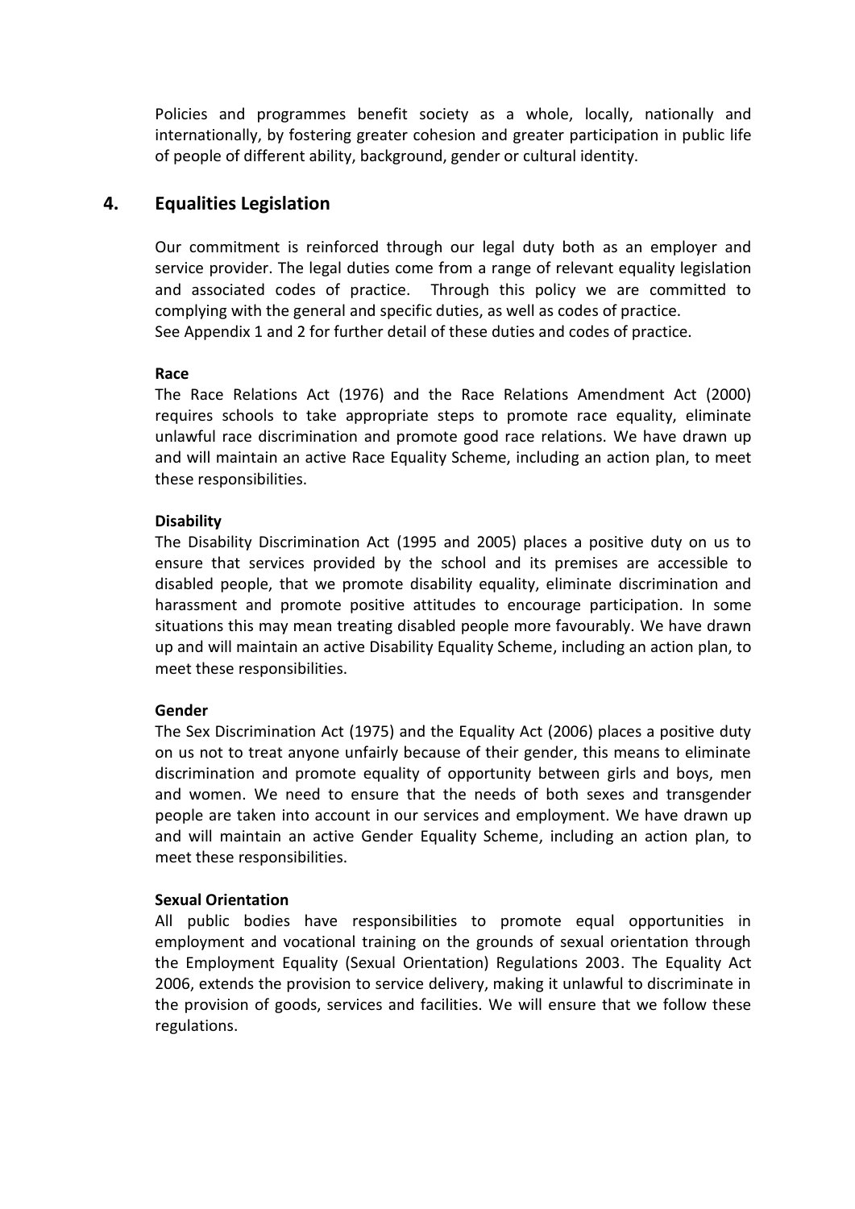Policies and programmes benefit society as a whole, locally, nationally and internationally, by fostering greater cohesion and greater participation in public life of people of different ability, background, gender or cultural identity.

## 4. Equalities Legislation

Our commitment is reinforced through our legal duty both as an employer and service provider. The legal duties come from a range of relevant equality legislation and associated codes of practice. Through this policy we are committed to complying with the general and specific duties, as well as codes of practice.
See Appendix 1 and 2 for further detail of these duties and codes of practice.

**Race**
The Race Relations Act (1976) and the Race Relations Amendment Act (2000) requires schools to take appropriate steps to promote race equality, eliminate unlawful race discrimination and promote good race relations. We have drawn up and will maintain an active Race Equality Scheme, including an action plan, to meet these responsibilities.

**Disability**
The Disability Discrimination Act (1995 and 2005) places a positive duty on us to ensure that services provided by the school and its premises are accessible to disabled people, that we promote disability equality, eliminate discrimination and harassment and promote positive attitudes to encourage participation. In some situations this may mean treating disabled people more favourably. We have drawn up and will maintain an active Disability Equality Scheme, including an action plan, to meet these responsibilities.

**Gender**
The Sex Discrimination Act (1975) and the Equality Act (2006) places a positive duty on us not to treat anyone unfairly because of their gender, this means to eliminate discrimination and promote equality of opportunity between girls and boys, men and women. We need to ensure that the needs of both sexes and transgender people are taken into account in our services and employment. We have drawn up and will maintain an active Gender Equality Scheme, including an action plan, to meet these responsibilities.

**Sexual Orientation**
All public bodies have responsibilities to promote equal opportunities in employment and vocational training on the grounds of sexual orientation through the Employment Equality (Sexual Orientation) Regulations 2003. The Equality Act 2006, extends the provision to service delivery, making it unlawful to discriminate in the provision of goods, services and facilities. We will ensure that we follow these regulations.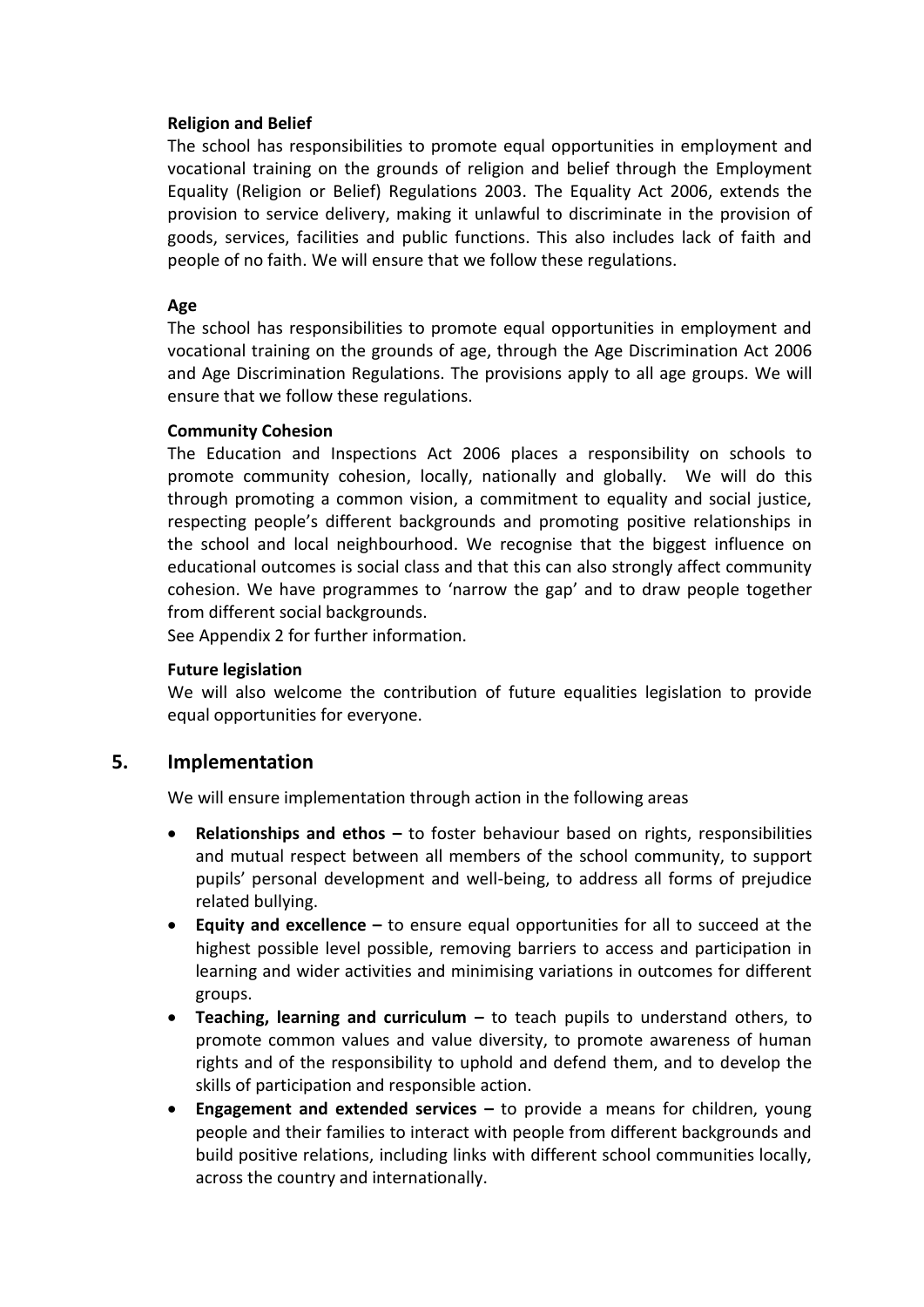**Religion and Belief**

The school has responsibilities to promote equal opportunities in employment and vocational training on the grounds of religion and belief through the Employment Equality (Religion or Belief) Regulations 2003. The Equality Act 2006, extends the provision to service delivery, making it unlawful to discriminate in the provision of goods, services, facilities and public functions. This also includes lack of faith and people of no faith. We will ensure that we follow these regulations.

**Age**

The school has responsibilities to promote equal opportunities in employment and vocational training on the grounds of age, through the Age Discrimination Act 2006 and Age Discrimination Regulations. The provisions apply to all age groups. We will ensure that we follow these regulations.

**Community Cohesion**

The Education and Inspections Act 2006 places a responsibility on schools to promote community cohesion, locally, nationally and globally. We will do this through promoting a common vision, a commitment to equality and social justice, respecting people's different backgrounds and promoting positive relationships in the school and local neighbourhood. We recognise that the biggest influence on educational outcomes is social class and that this can also strongly affect community cohesion. We have programmes to 'narrow the gap' and to draw people together from different social backgrounds.
See Appendix 2 for further information.

**Future legislation**

We will also welcome the contribution of future equalities legislation to provide equal opportunities for everyone.

## 5. Implementation

We will ensure implementation through action in the following areas

- **Relationships and ethos –** to foster behaviour based on rights, responsibilities and mutual respect between all members of the school community, to support pupils' personal development and well-being, to address all forms of prejudice related bullying.
- **Equity and excellence –** to ensure equal opportunities for all to succeed at the highest possible level possible, removing barriers to access and participation in learning and wider activities and minimising variations in outcomes for different groups.
- **Teaching, learning and curriculum –** to teach pupils to understand others, to promote common values and value diversity, to promote awareness of human rights and of the responsibility to uphold and defend them, and to develop the skills of participation and responsible action.
- **Engagement and extended services –** to provide a means for children, young people and their families to interact with people from different backgrounds and build positive relations, including links with different school communities locally, across the country and internationally.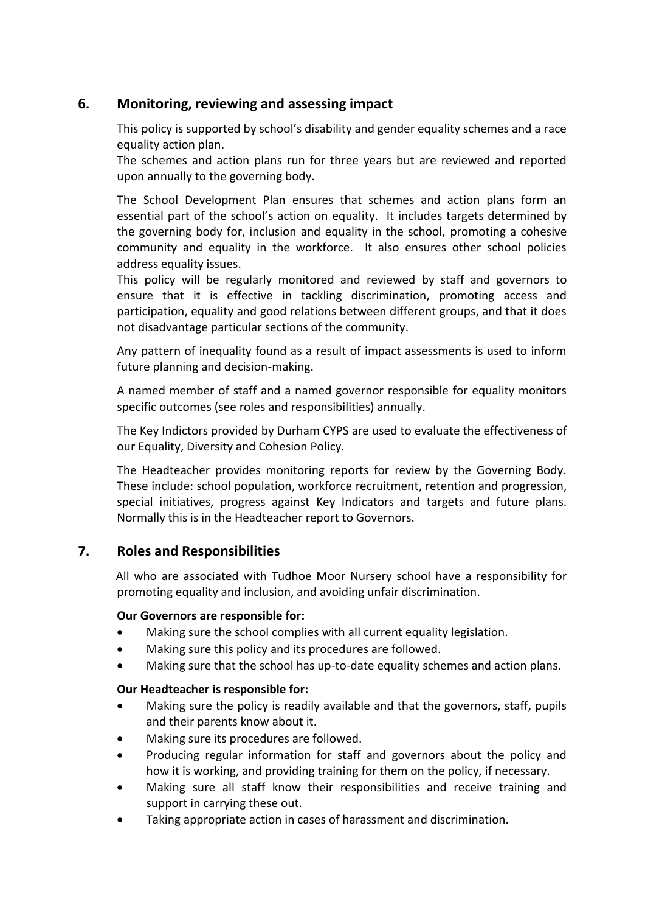## 6. Monitoring, reviewing and assessing impact

This policy is supported by school's disability and gender equality schemes and a race equality action plan.
The schemes and action plans run for three years but are reviewed and reported upon annually to the governing body.

The School Development Plan ensures that schemes and action plans form an essential part of the school's action on equality. It includes targets determined by the governing body for, inclusion and equality in the school, promoting a cohesive community and equality in the workforce. It also ensures other school policies address equality issues.
This policy will be regularly monitored and reviewed by staff and governors to ensure that it is effective in tackling discrimination, promoting access and participation, equality and good relations between different groups, and that it does not disadvantage particular sections of the community.

Any pattern of inequality found as a result of impact assessments is used to inform future planning and decision-making.

A named member of staff and a named governor responsible for equality monitors specific outcomes (see roles and responsibilities) annually.

The Key Indictors provided by Durham CYPS are used to evaluate the effectiveness of our Equality, Diversity and Cohesion Policy.

The Headteacher provides monitoring reports for review by the Governing Body. These include: school population, workforce recruitment, retention and progression, special initiatives, progress against Key Indicators and targets and future plans. Normally this is in the Headteacher report to Governors.

## 7. Roles and Responsibilities

All who are associated with Tudhoe Moor Nursery school have a responsibility for promoting equality and inclusion, and avoiding unfair discrimination.

**Our Governors are responsible for:**

- Making sure the school complies with all current equality legislation.
- Making sure this policy and its procedures are followed.
- Making sure that the school has up-to-date equality schemes and action plans.

**Our Headteacher is responsible for:**

- Making sure the policy is readily available and that the governors, staff, pupils and their parents know about it.
- Making sure its procedures are followed.
- Producing regular information for staff and governors about the policy and how it is working, and providing training for them on the policy, if necessary.
- Making sure all staff know their responsibilities and receive training and support in carrying these out.
- Taking appropriate action in cases of harassment and discrimination.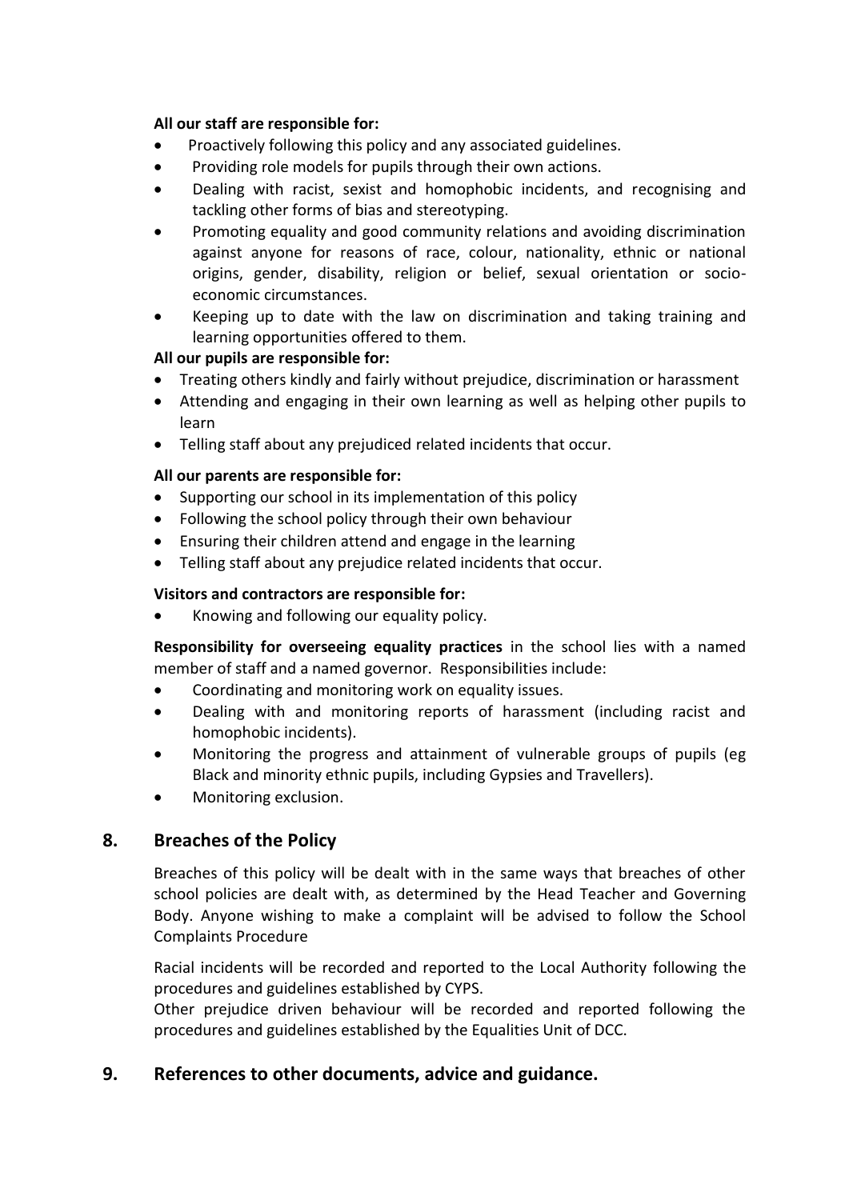**All our staff are responsible for:**

- Proactively following this policy and any associated guidelines.
- Providing role models for pupils through their own actions.
- Dealing with racist, sexist and homophobic incidents, and recognising and tackling other forms of bias and stereotyping.
- Promoting equality and good community relations and avoiding discrimination against anyone for reasons of race, colour, nationality, ethnic or national origins, gender, disability, religion or belief, sexual orientation or socio-economic circumstances.
- Keeping up to date with the law on discrimination and taking training and learning opportunities offered to them.

**All our pupils are responsible for:**

- Treating others kindly and fairly without prejudice, discrimination or harassment
- Attending and engaging in their own learning as well as helping other pupils to learn
- Telling staff about any prejudiced related incidents that occur.

**All our parents are responsible for:**

- Supporting our school in its implementation of this policy
- Following the school policy through their own behaviour
- Ensuring their children attend and engage in the learning
- Telling staff about any prejudice related incidents that occur.

**Visitors and contractors are responsible for:**

- Knowing and following our equality policy.

**Responsibility for overseeing equality practices** in the school lies with a named member of staff and a named governor. Responsibilities include:

- Coordinating and monitoring work on equality issues.
- Dealing with and monitoring reports of harassment (including racist and homophobic incidents).
- Monitoring the progress and attainment of vulnerable groups of pupils (eg Black and minority ethnic pupils, including Gypsies and Travellers).
- Monitoring exclusion.

## 8. Breaches of the Policy

Breaches of this policy will be dealt with in the same ways that breaches of other school policies are dealt with, as determined by the Head Teacher and Governing Body. Anyone wishing to make a complaint will be advised to follow the School Complaints Procedure

Racial incidents will be recorded and reported to the Local Authority following the procedures and guidelines established by CYPS.
Other prejudice driven behaviour will be recorded and reported following the procedures and guidelines established by the Equalities Unit of DCC.

## 9. References to other documents, advice and guidance.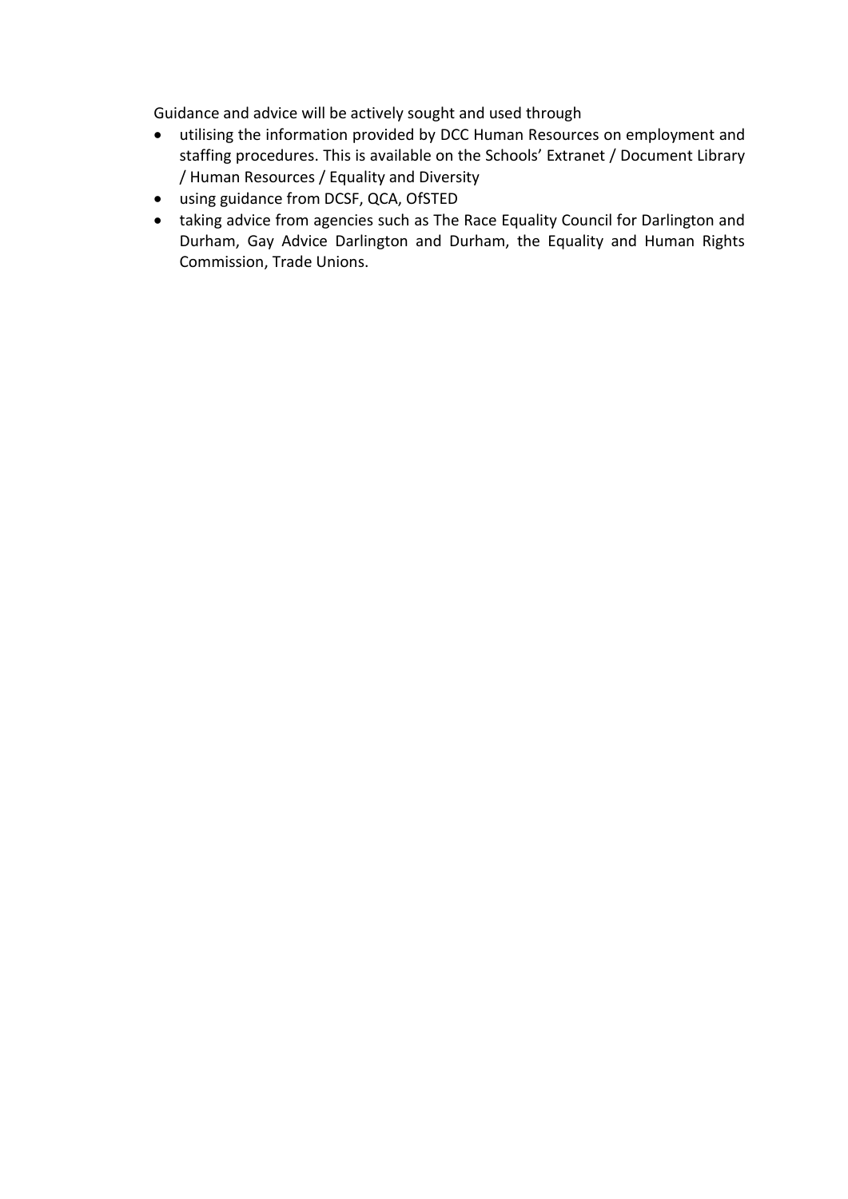Guidance and advice will be actively sought and used through

- utilising the information provided by DCC Human Resources on employment and staffing procedures. This is available on the Schools' Extranet / Document Library / Human Resources / Equality and Diversity
- using guidance from DCSF, QCA, OfSTED
- taking advice from agencies such as The Race Equality Council for Darlington and Durham, Gay Advice Darlington and Durham, the Equality and Human Rights Commission, Trade Unions.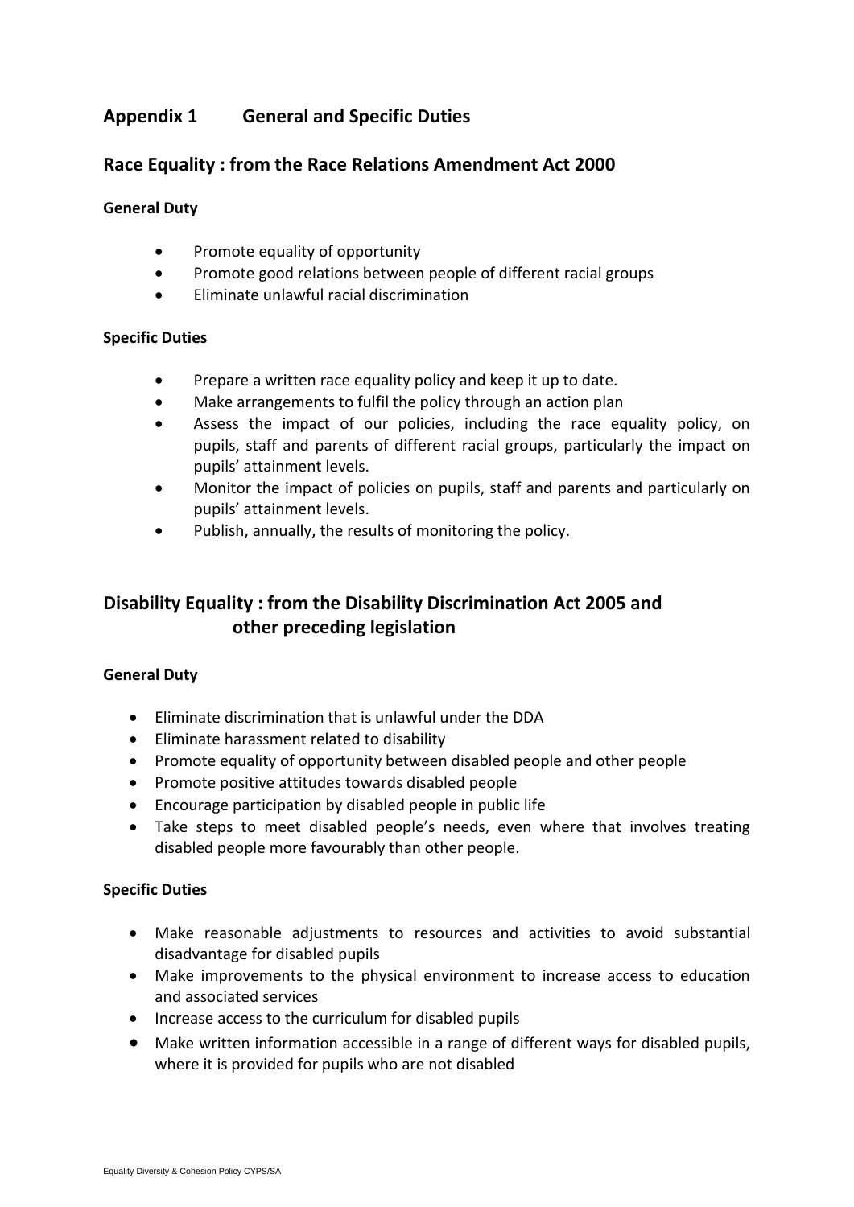## Appendix 1 General and Specific Duties

## Race Equality : from the Race Relations Amendment Act 2000

**General Duty**

- Promote equality of opportunity
- Promote good relations between people of different racial groups
- Eliminate unlawful racial discrimination

**Specific Duties**

- Prepare a written race equality policy and keep it up to date.
- Make arrangements to fulfil the policy through an action plan
- Assess the impact of our policies, including the race equality policy, on pupils, staff and parents of different racial groups, particularly the impact on pupils' attainment levels.
- Monitor the impact of policies on pupils, staff and parents and particularly on pupils' attainment levels.
- Publish, annually, the results of monitoring the policy.

## Disability Equality : from the Disability Discrimination Act 2005 and other preceding legislation

**General Duty**

- Eliminate discrimination that is unlawful under the DDA
- Eliminate harassment related to disability
- Promote equality of opportunity between disabled people and other people
- Promote positive attitudes towards disabled people
- Encourage participation by disabled people in public life
- Take steps to meet disabled people's needs, even where that involves treating disabled people more favourably than other people.

**Specific Duties**

- Make reasonable adjustments to resources and activities to avoid substantial disadvantage for disabled pupils
- Make improvements to the physical environment to increase access to education and associated services
- Increase access to the curriculum for disabled pupils
- Make written information accessible in a range of different ways for disabled pupils, where it is provided for pupils who are not disabled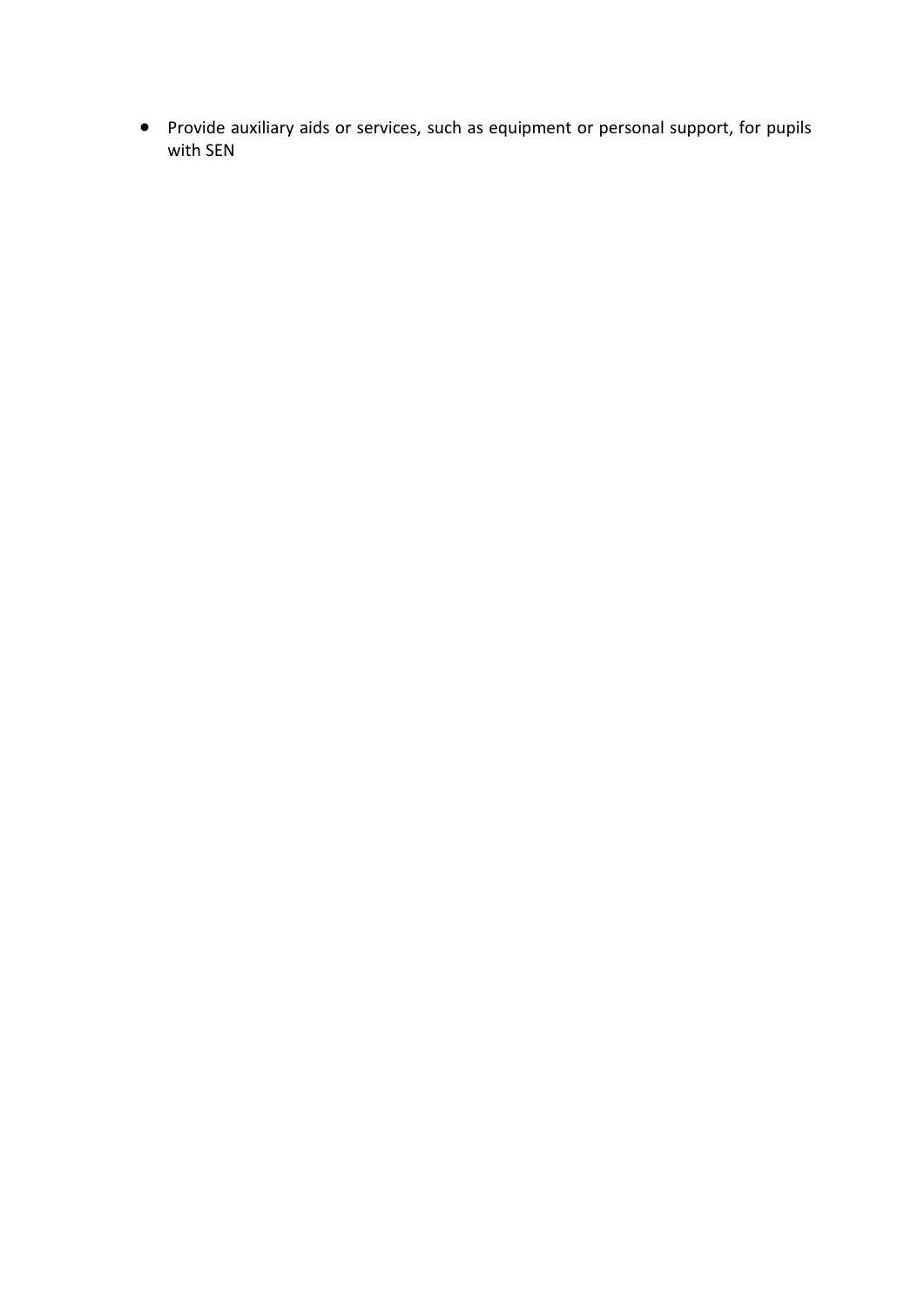- Provide auxiliary aids or services, such as equipment or personal support, for pupils with SEN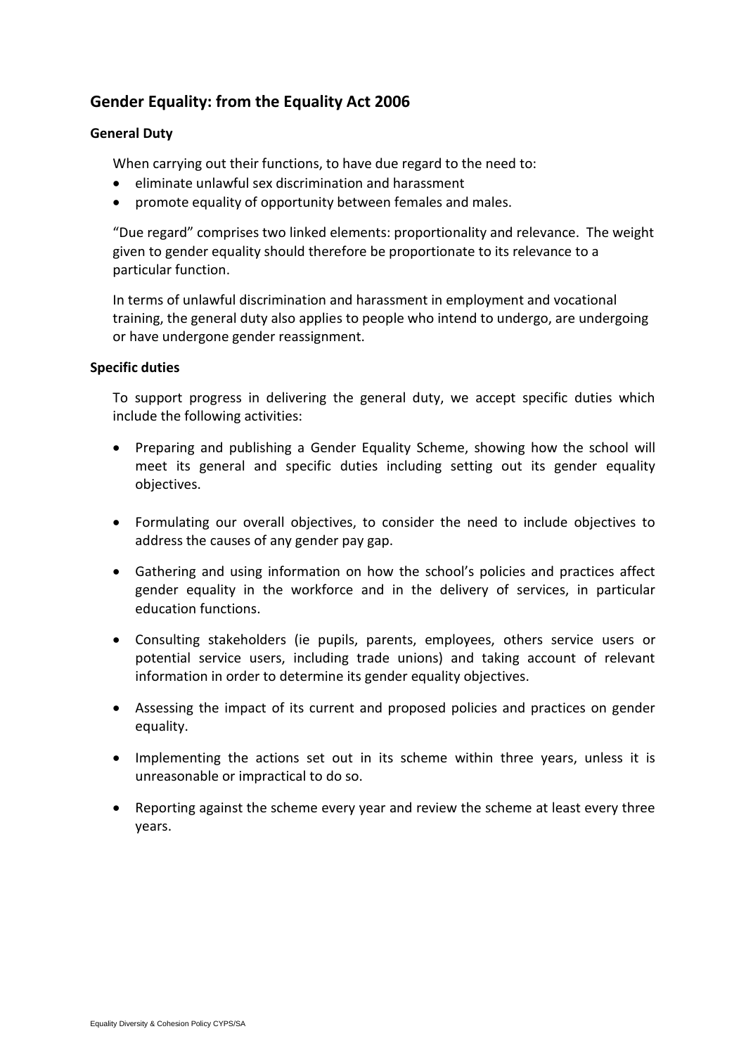## Gender Equality: from the Equality Act 2006

### General Duty

When carrying out their functions, to have due regard to the need to:

- eliminate unlawful sex discrimination and harassment
- promote equality of opportunity between females and males.

"Due regard" comprises two linked elements: proportionality and relevance. The weight given to gender equality should therefore be proportionate to its relevance to a particular function.

In terms of unlawful discrimination and harassment in employment and vocational training, the general duty also applies to people who intend to undergo, are undergoing or have undergone gender reassignment.

### Specific duties

To support progress in delivering the general duty, we accept specific duties which include the following activities:

- Preparing and publishing a Gender Equality Scheme, showing how the school will meet its general and specific duties including setting out its gender equality objectives.
- Formulating our overall objectives, to consider the need to include objectives to address the causes of any gender pay gap.
- Gathering and using information on how the school's policies and practices affect gender equality in the workforce and in the delivery of services, in particular education functions.
- Consulting stakeholders (ie pupils, parents, employees, others service users or potential service users, including trade unions) and taking account of relevant information in order to determine its gender equality objectives.
- Assessing the impact of its current and proposed policies and practices on gender equality.
- Implementing the actions set out in its scheme within three years, unless it is unreasonable or impractical to do so.
- Reporting against the scheme every year and review the scheme at least every three years.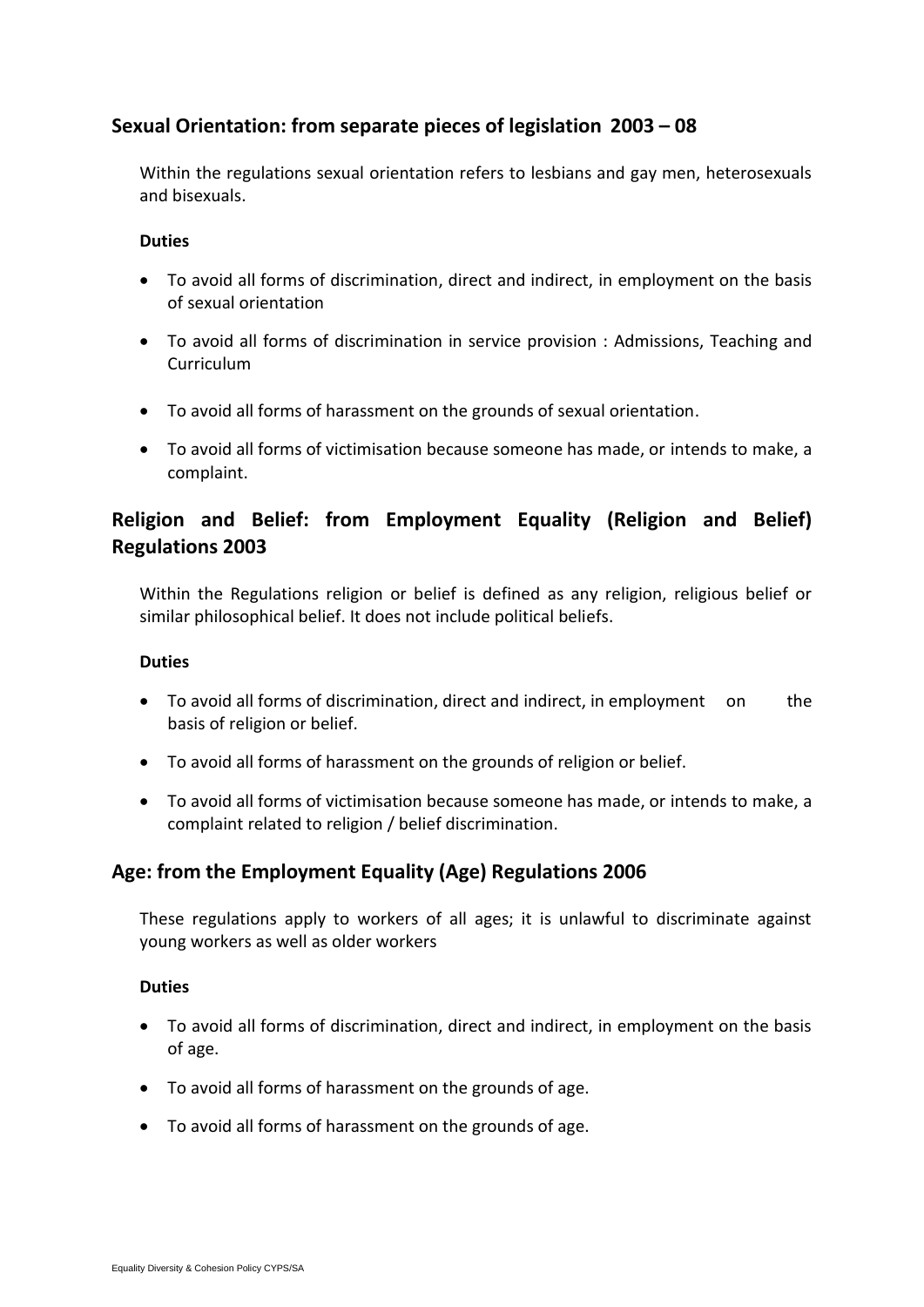## Sexual Orientation: from separate pieces of legislation 2003 – 08

Within the regulations sexual orientation refers to lesbians and gay men, heterosexuals and bisexuals.

**Duties**

- To avoid all forms of discrimination, direct and indirect, in employment on the basis of sexual orientation
- To avoid all forms of discrimination in service provision : Admissions, Teaching and Curriculum
- To avoid all forms of harassment on the grounds of sexual orientation.
- To avoid all forms of victimisation because someone has made, or intends to make, a complaint.

## Religion and Belief: from Employment Equality (Religion and Belief) Regulations 2003

Within the Regulations religion or belief is defined as any religion, religious belief or similar philosophical belief. It does not include political beliefs.

**Duties**

- To avoid all forms of discrimination, direct and indirect, in employment on the basis of religion or belief.
- To avoid all forms of harassment on the grounds of religion or belief.
- To avoid all forms of victimisation because someone has made, or intends to make, a complaint related to religion / belief discrimination.

## Age: from the Employment Equality (Age) Regulations 2006

These regulations apply to workers of all ages; it is unlawful to discriminate against young workers as well as older workers

**Duties**

- To avoid all forms of discrimination, direct and indirect, in employment on the basis of age.
- To avoid all forms of harassment on the grounds of age.
- To avoid all forms of harassment on the grounds of age.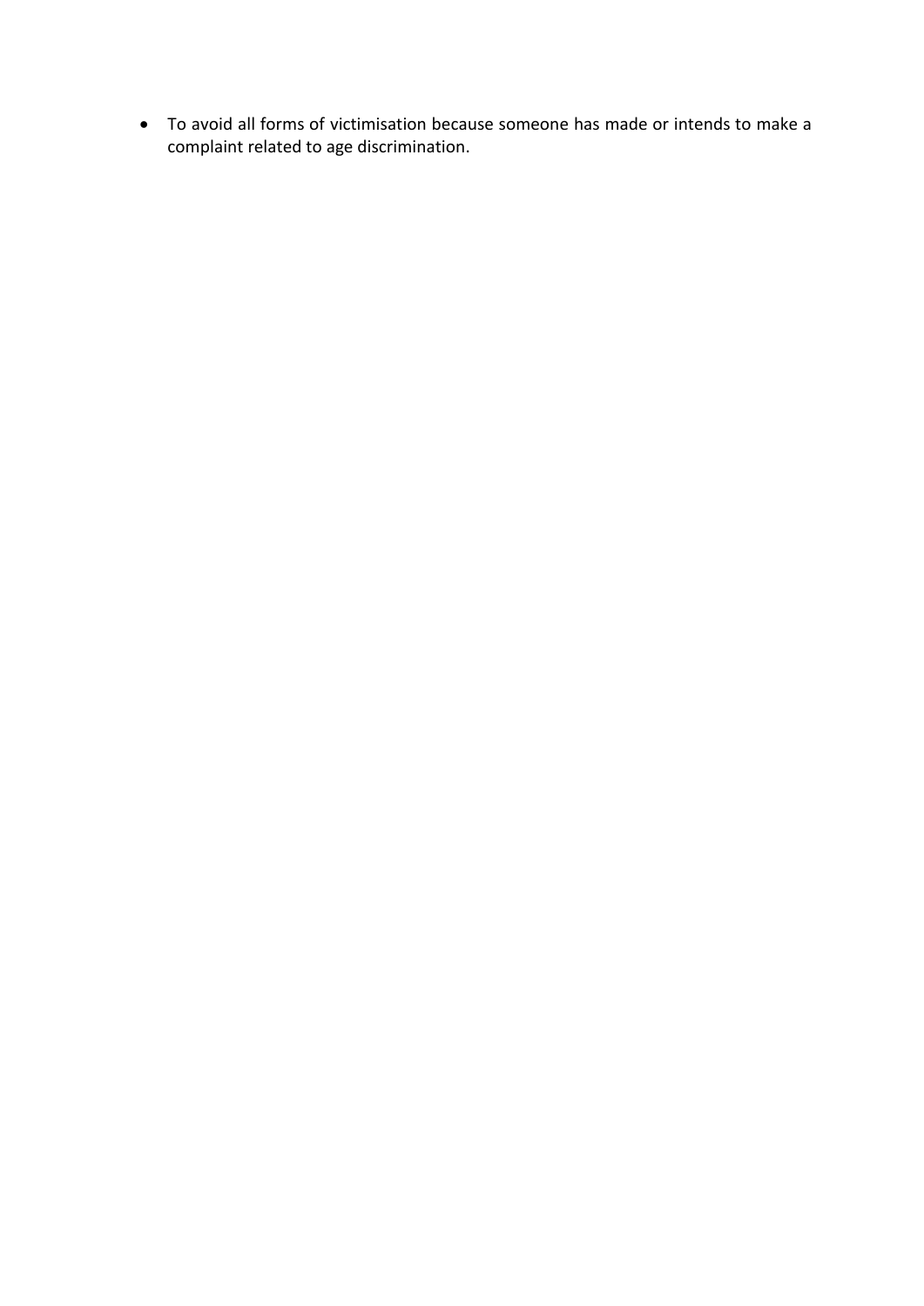- To avoid all forms of victimisation because someone has made or intends to make a complaint related to age discrimination.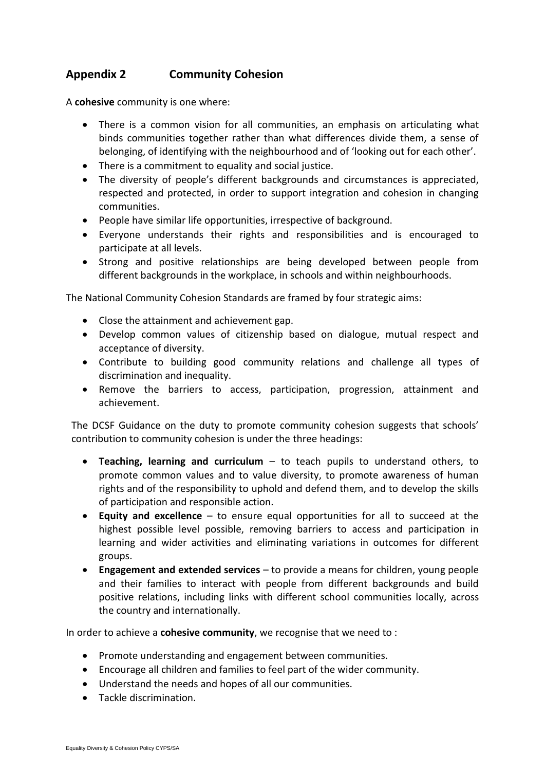## Appendix 2 Community Cohesion

A **cohesive** community is one where:

- There is a common vision for all communities, an emphasis on articulating what binds communities together rather than what differences divide them, a sense of belonging, of identifying with the neighbourhood and of 'looking out for each other'.
- There is a commitment to equality and social justice.
- The diversity of people's different backgrounds and circumstances is appreciated, respected and protected, in order to support integration and cohesion in changing communities.
- People have similar life opportunities, irrespective of background.
- Everyone understands their rights and responsibilities and is encouraged to participate at all levels.
- Strong and positive relationships are being developed between people from different backgrounds in the workplace, in schools and within neighbourhoods.

The National Community Cohesion Standards are framed by four strategic aims:

- Close the attainment and achievement gap.
- Develop common values of citizenship based on dialogue, mutual respect and acceptance of diversity.
- Contribute to building good community relations and challenge all types of discrimination and inequality.
- Remove the barriers to access, participation, progression, attainment and achievement.

The DCSF Guidance on the duty to promote community cohesion suggests that schools' contribution to community cohesion is under the three headings:

- **Teaching, learning and curriculum** – to teach pupils to understand others, to promote common values and to value diversity, to promote awareness of human rights and of the responsibility to uphold and defend them, and to develop the skills of participation and responsible action.
- **Equity and excellence** – to ensure equal opportunities for all to succeed at the highest possible level possible, removing barriers to access and participation in learning and wider activities and eliminating variations in outcomes for different groups.
- **Engagement and extended services** – to provide a means for children, young people and their families to interact with people from different backgrounds and build positive relations, including links with different school communities locally, across the country and internationally.

In order to achieve a **cohesive community**, we recognise that we need to :

- Promote understanding and engagement between communities.
- Encourage all children and families to feel part of the wider community.
- Understand the needs and hopes of all our communities.
- Tackle discrimination.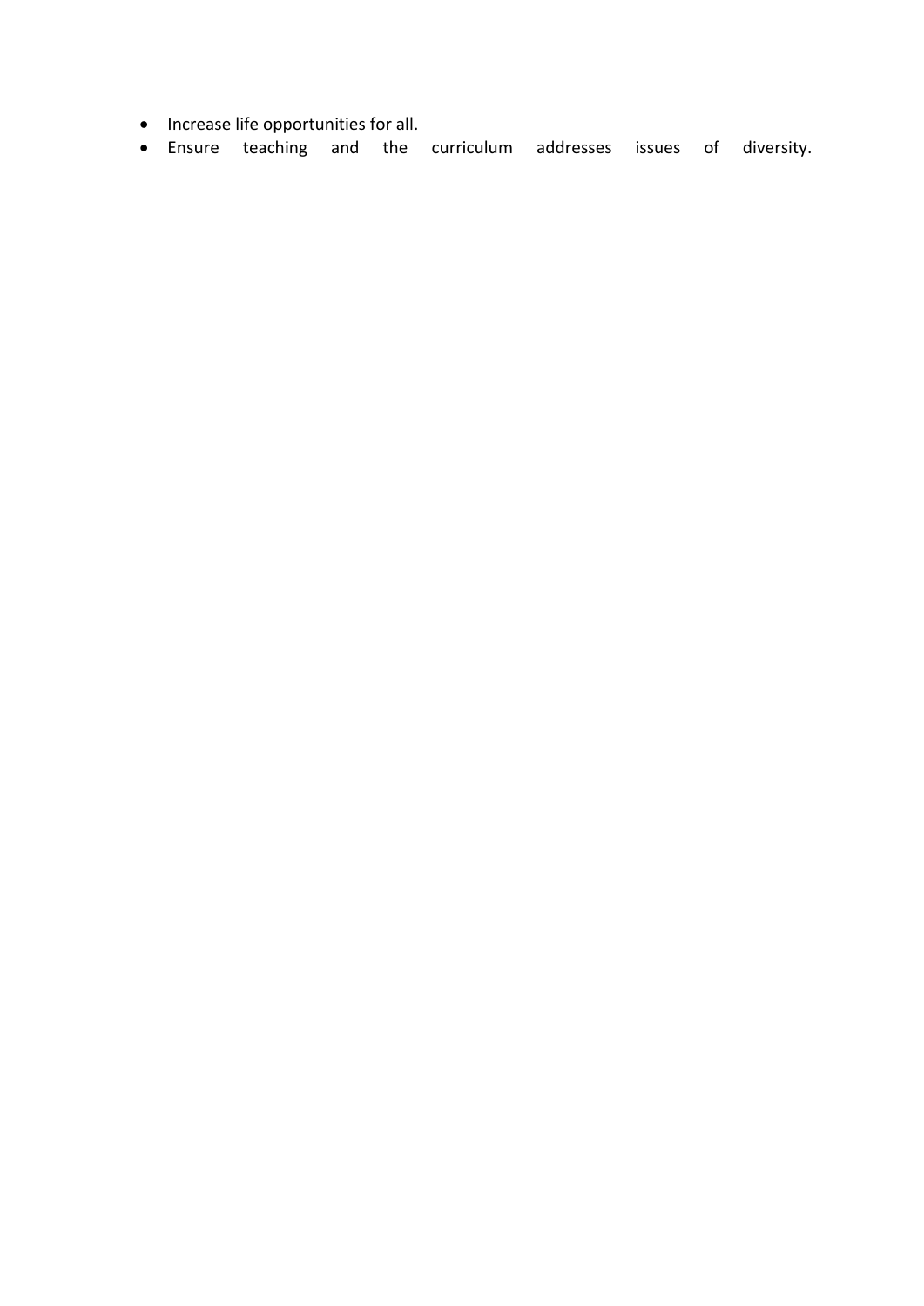- Increase life opportunities for all.
- Ensure teaching and the curriculum addresses issues of diversity.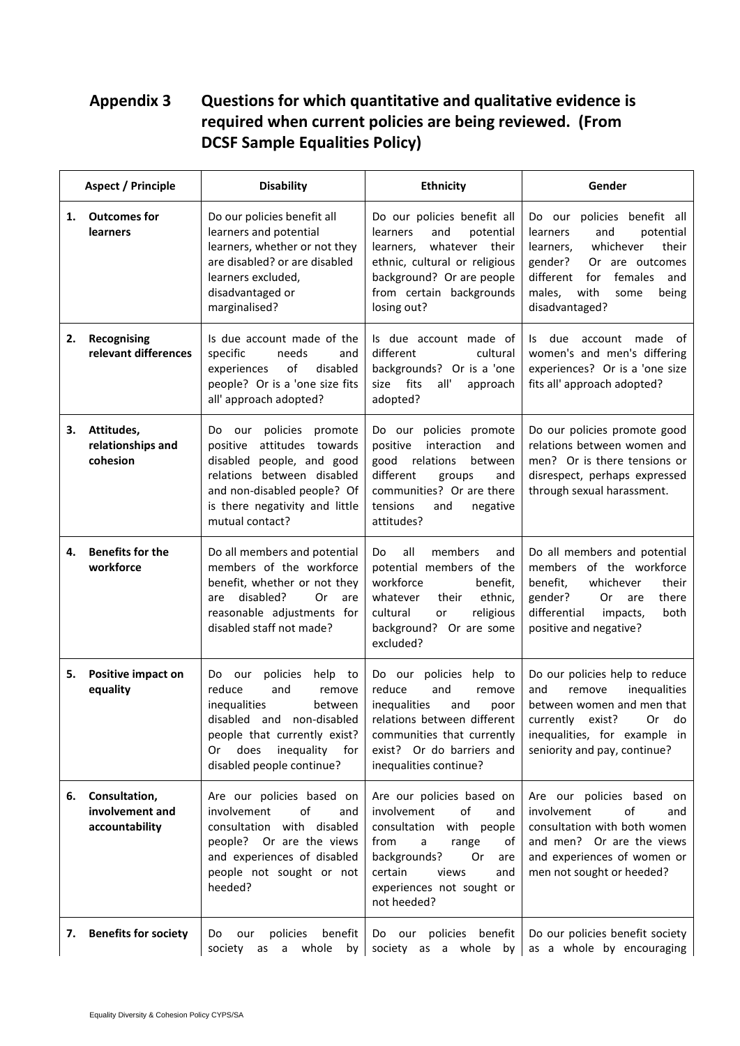## Appendix 3 Questions for which quantitative and qualitative evidence is required when current policies are being reviewed. (From DCSF Sample Equalities Policy)

| Aspect / Principle | Disability | Ethnicity | Gender |
|---|---|---|---|
| **1. Outcomes for learners** | Do our policies benefit all learners and potential learners, whether or not they are disabled? or are disabled learners excluded, disadvantaged or marginalised? | Do our policies benefit all learners and potential learners, whatever their ethnic, cultural or religious background? Or are people from certain backgrounds losing out? | Do our policies benefit all learners and potential learners, whichever their gender? Or are outcomes different for females and males, with some being disadvantaged? |
| **2. Recognising relevant differences** | Is due account made of the specific needs and experiences of disabled people? Or is a 'one size fits all' approach adopted? | Is due account made of different cultural backgrounds? Or is a 'one size fits all' approach adopted? | Is due account made of women's and men's differing experiences? Or is a 'one size fits all' approach adopted? |
| **3. Attitudes, relationships and cohesion** | Do our policies promote positive attitudes towards disabled people, and good relations between disabled and non-disabled people? Of is there negativity and little mutual contact? | Do our policies promote positive interaction and good relations between different groups and communities? Or are there tensions and negative attitudes? | Do our policies promote good relations between women and men? Or is there tensions or disrespect, perhaps expressed through sexual harassment. |
| **4. Benefits for the workforce** | Do all members and potential members of the workforce benefit, whether or not they are disabled? Or are reasonable adjustments for disabled staff not made? | Do all members and potential members of the workforce benefit, whatever their ethnic, cultural or religious background? Or are some excluded? | Do all members and potential members of the workforce benefit, whichever their gender? Or are there differential impacts, both positive and negative? |
| **5. Positive impact on equality** | Do our policies help to reduce and remove inequalities between disabled and non-disabled people that currently exist? Or does inequality for disabled people continue? | Do our policies help to reduce and remove inequalities and poor relations between different communities that currently exist? Or do barriers and inequalities continue? | Do our policies help to reduce and remove inequalities between women and men that currently exist? Or do inequalities, for example in seniority and pay, continue? |
| **6. Consultation, involvement and accountability** | Are our policies based on involvement of and consultation with disabled people? Or are the views and experiences of disabled people not sought or not heeded? | Are our policies based on involvement of and consultation with people from a range of backgrounds? Or are certain views and experiences not sought or not heeded? | Are our policies based on involvement of and consultation with both women and men? Or are the views and experiences of women or men not sought or heeded? |
| **7. Benefits for society** | Do our policies benefit society as a whole by | Do our policies benefit society as a whole by | Do our policies benefit society as a whole by encouraging |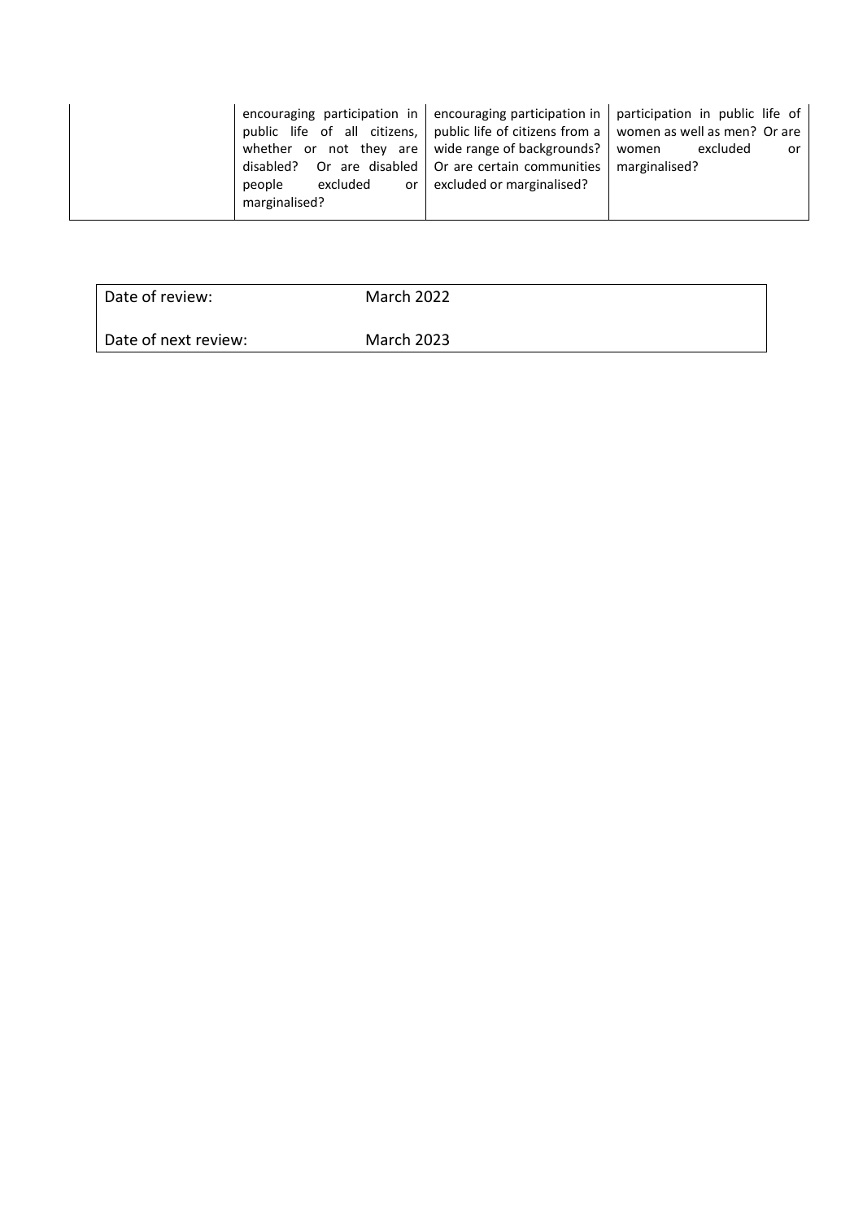| | | | |
|---|---|---|---|
| | encouraging participation in public life of all citizens, whether or not they are disabled? Or are disabled people excluded or marginalised? | encouraging participation in public life of citizens from a wide range of backgrounds? Or are certain communities excluded or marginalised? | participation in public life of women as well as men? Or are women excluded or marginalised? |

| | |
|---|---|
| Date of review: | March 2022 |
| Date of next review: | March 2023 |